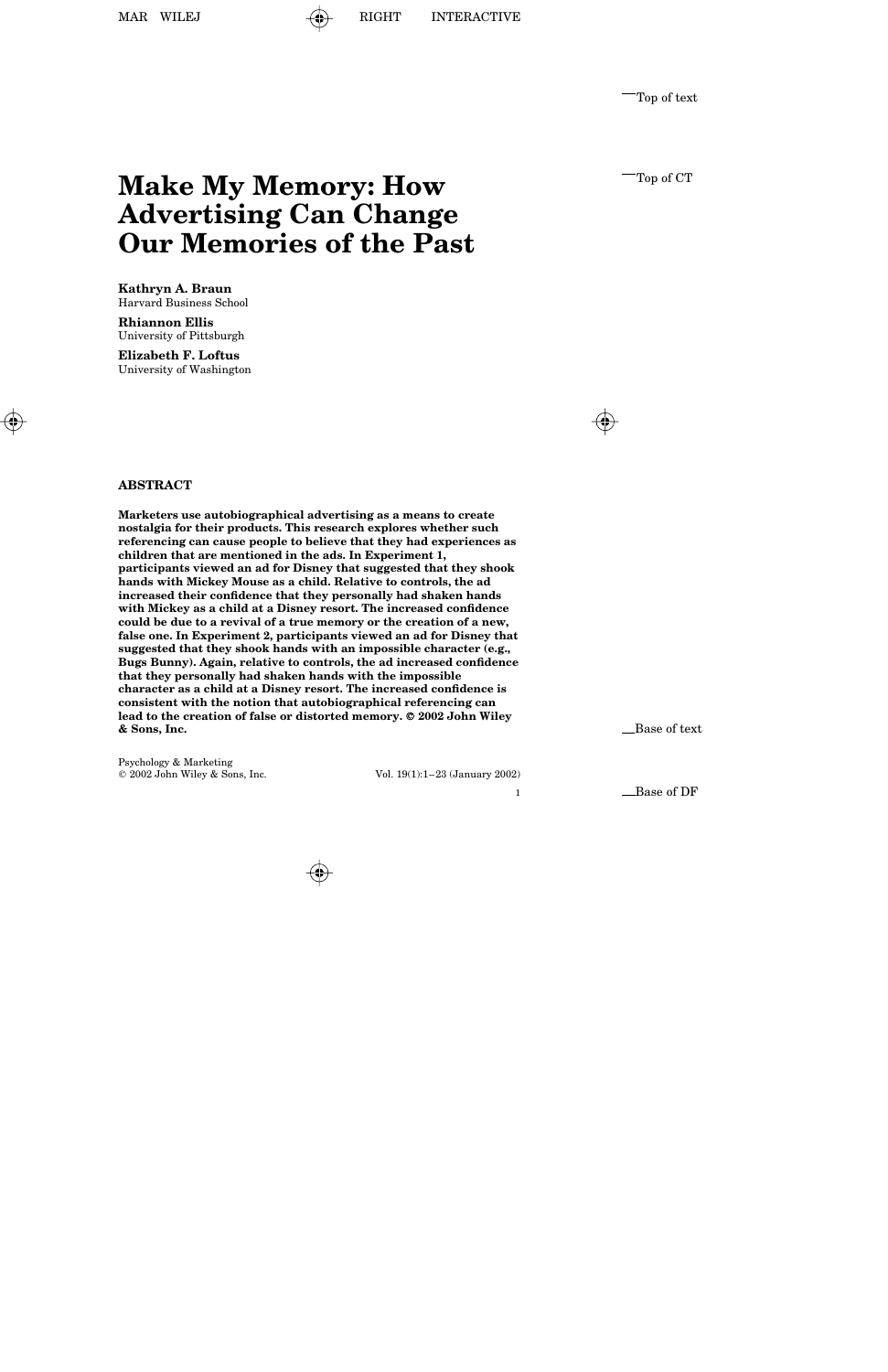# Make My Memory: How Advertising Can Change Our Memories of the Past

**Kathryn A. Braun**
Harvard Business School

**Rhiannon Ellis**
University of Pittsburgh

**Elizabeth F. Loftus**
University of Washington

## ABSTRACT

**Marketers use autobiographical advertising as a means to create nostalgia for their products. This research explores whether such referencing can cause people to believe that they had experiences as children that are mentioned in the ads. In Experiment 1, participants viewed an ad for Disney that suggested that they shook hands with Mickey Mouse as a child. Relative to controls, the ad increased their confidence that they personally had shaken hands with Mickey as a child at a Disney resort. The increased confidence could be due to a revival of a true memory or the creation of a new, false one. In Experiment 2, participants viewed an ad for Disney that suggested that they shook hands with an impossible character (e.g., Bugs Bunny). Again, relative to controls, the ad increased confidence that they personally had shaken hands with the impossible character as a child at a Disney resort. The increased confidence is consistent with the notion that autobiographical referencing can lead to the creation of false or distorted memory. © 2002 John Wiley & Sons, Inc.**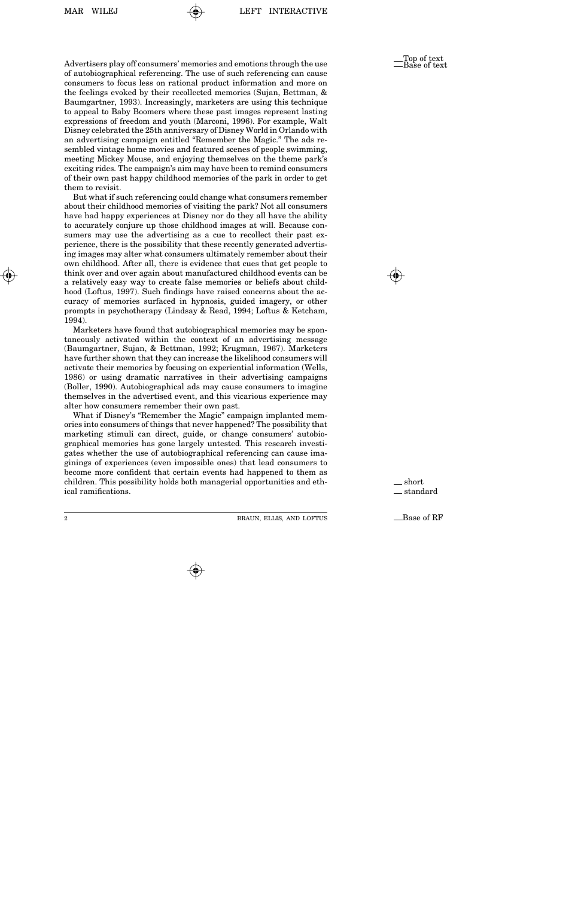Advertisers play off consumers' memories and emotions through the use of autobiographical referencing. The use of such referencing can cause consumers to focus less on rational product information and more on the feelings evoked by their recollected memories (Sujan, Bettman, & Baumgartner, 1993). Increasingly, marketers are using this technique to appeal to Baby Boomers where these past images represent lasting expressions of freedom and youth (Marconi, 1996). For example, Walt Disney celebrated the 25th anniversary of Disney World in Orlando with an advertising campaign entitled "Remember the Magic." The ads resembled vintage home movies and featured scenes of people swimming, meeting Mickey Mouse, and enjoying themselves on the theme park's exciting rides. The campaign's aim may have been to remind consumers of their own past happy childhood memories of the park in order to get them to revisit.

But what if such referencing could change what consumers remember about their childhood memories of visiting the park? Not all consumers have had happy experiences at Disney nor do they all have the ability to accurately conjure up those childhood images at will. Because consumers may use the advertising as a cue to recollect their past experience, there is the possibility that these recently generated advertising images may alter what consumers ultimately remember about their own childhood. After all, there is evidence that cues that get people to think over and over again about manufactured childhood events can be a relatively easy way to create false memories or beliefs about childhood (Loftus, 1997). Such findings have raised concerns about the accuracy of memories surfaced in hypnosis, guided imagery, or other prompts in psychotherapy (Lindsay & Read, 1994; Loftus & Ketcham, 1994).

Marketers have found that autobiographical memories may be spontaneously activated within the context of an advertising message (Baumgartner, Sujan, & Bettman, 1992; Krugman, 1967). Marketers have further shown that they can increase the likelihood consumers will activate their memories by focusing on experiential information (Wells, 1986) or using dramatic narratives in their advertising campaigns (Boller, 1990). Autobiographical ads may cause consumers to imagine themselves in the advertised event, and this vicarious experience may alter how consumers remember their own past.

What if Disney's "Remember the Magic" campaign implanted memories into consumers of things that never happened? The possibility that marketing stimuli can direct, guide, or change consumers' autobiographical memories has gone largely untested. This research investigates whether the use of autobiographical referencing can cause imaginings of experiences (even impossible ones) that lead consumers to become more confident that certain events had happened to them as children. This possibility holds both managerial opportunities and ethical ramifications.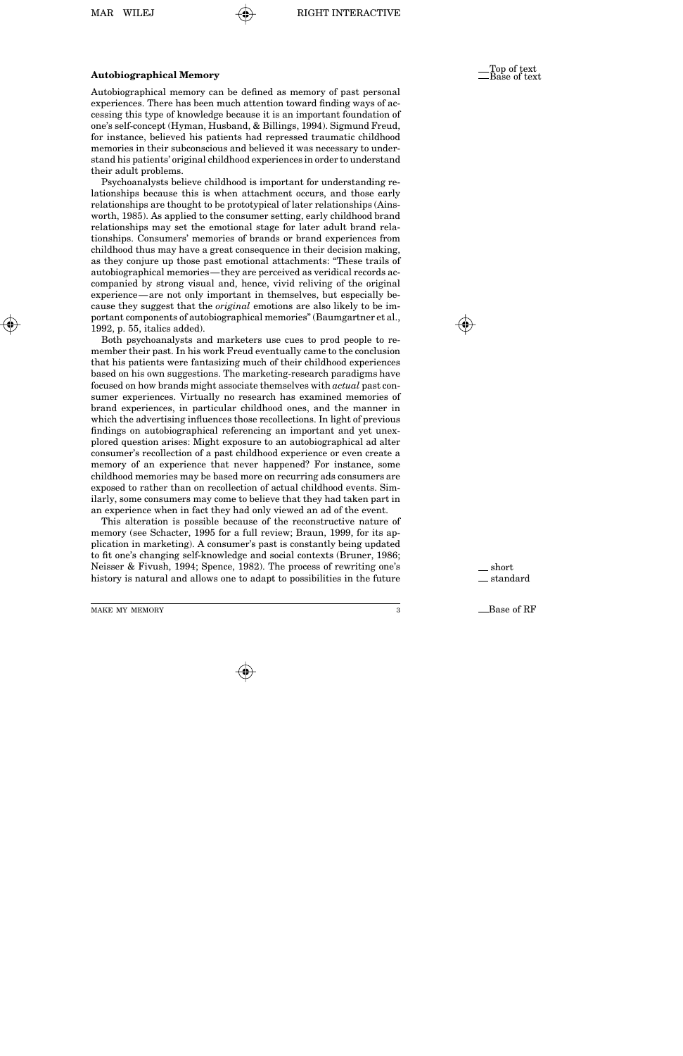## Autobiographical Memory

Autobiographical memory can be defined as memory of past personal experiences. There has been much attention toward finding ways of accessing this type of knowledge because it is an important foundation of one's self-concept (Hyman, Husband, & Billings, 1994). Sigmund Freud, for instance, believed his patients had repressed traumatic childhood memories in their subconscious and believed it was necessary to understand his patients' original childhood experiences in order to understand their adult problems.

Psychoanalysts believe childhood is important for understanding relationships because this is when attachment occurs, and those early relationships are thought to be prototypical of later relationships (Ainsworth, 1985). As applied to the consumer setting, early childhood brand relationships may set the emotional stage for later adult brand relationships. Consumers' memories of brands or brand experiences from childhood thus may have a great consequence in their decision making, as they conjure up those past emotional attachments: "These trails of autobiographical memories—they are perceived as veridical records accompanied by strong visual and, hence, vivid reliving of the original experience—are not only important in themselves, but especially because they suggest that the *original* emotions are also likely to be important components of autobiographical memories" (Baumgartner et al., 1992, p. 55, italics added).

Both psychoanalysts and marketers use cues to prod people to remember their past. In his work Freud eventually came to the conclusion that his patients were fantasizing much of their childhood experiences based on his own suggestions. The marketing-research paradigms have focused on how brands might associate themselves with *actual* past consumer experiences. Virtually no research has examined memories of brand experiences, in particular childhood ones, and the manner in which the advertising influences those recollections. In light of previous findings on autobiographical referencing an important and yet unexplored question arises: Might exposure to an autobiographical ad alter consumer's recollection of a past childhood experience or even create a memory of an experience that never happened? For instance, some childhood memories may be based more on recurring ads consumers are exposed to rather than on recollection of actual childhood events. Similarly, some consumers may come to believe that they had taken part in an experience when in fact they had only viewed an ad of the event.

This alteration is possible because of the reconstructive nature of memory (see Schacter, 1995 for a full review; Braun, 1999, for its application in marketing). A consumer's past is constantly being updated to fit one's changing self-knowledge and social contexts (Bruner, 1986; Neisser & Fivush, 1994; Spence, 1982). The process of rewriting one's history is natural and allows one to adapt to possibilities in the future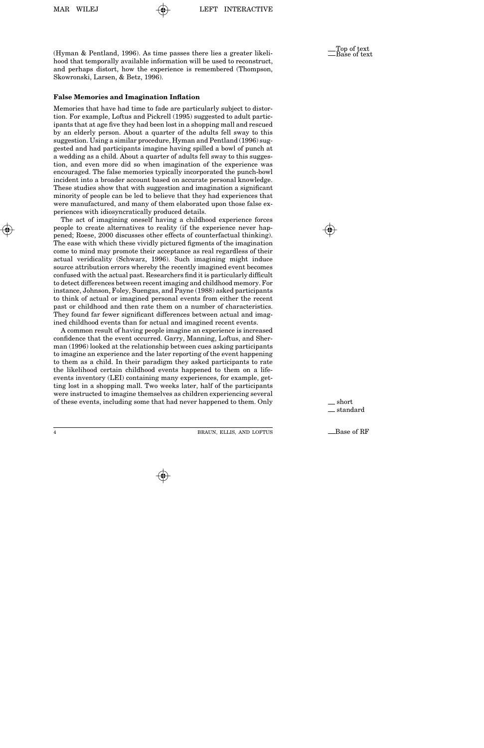(Hyman & Pentland, 1996). As time passes there lies a greater likelihood that temporally available information will be used to reconstruct, and perhaps distort, how the experience is remembered (Thompson, Skowronski, Larsen, & Betz, 1996).

### False Memories and Imagination Inflation

Memories that have had time to fade are particularly subject to distortion. For example, Loftus and Pickrell (1995) suggested to adult participants that at age five they had been lost in a shopping mall and rescued by an elderly person. About a quarter of the adults fell sway to this suggestion. Using a similar procedure, Hyman and Pentland (1996) suggested and had participants imagine having spilled a bowl of punch at a wedding as a child. About a quarter of adults fell sway to this suggestion, and even more did so when imagination of the experience was encouraged. The false memories typically incorporated the punch-bowl incident into a broader account based on accurate personal knowledge. These studies show that with suggestion and imagination a significant minority of people can be led to believe that they had experiences that were manufactured, and many of them elaborated upon those false experiences with idiosyncratically produced details.

The act of imagining oneself having a childhood experience forces people to create alternatives to reality (if the experience never happened; Roese, 2000 discusses other effects of counterfactual thinking). The ease with which these vividly pictured figments of the imagination come to mind may promote their acceptance as real regardless of their actual veridicality (Schwarz, 1996). Such imagining might induce source attribution errors whereby the recently imagined event becomes confused with the actual past. Researchers find it is particularly difficult to detect differences between recent imaging and childhood memory. For instance, Johnson, Foley, Suengas, and Payne (1988) asked participants to think of actual or imagined personal events from either the recent past or childhood and then rate them on a number of characteristics. They found far fewer significant differences between actual and imagined childhood events than for actual and imagined recent events.

A common result of having people imagine an experience is increased confidence that the event occurred. Garry, Manning, Loftus, and Sherman (1996) looked at the relationship between cues asking participants to imagine an experience and the later reporting of the event happening to them as a child. In their paradigm they asked participants to rate the likelihood certain childhood events happened to them on a life-events inventory (LEI) containing many experiences, for example, getting lost in a shopping mall. Two weeks later, half of the participants were instructed to imagine themselves as children experiencing several of these events, including some that had never happened to them. Only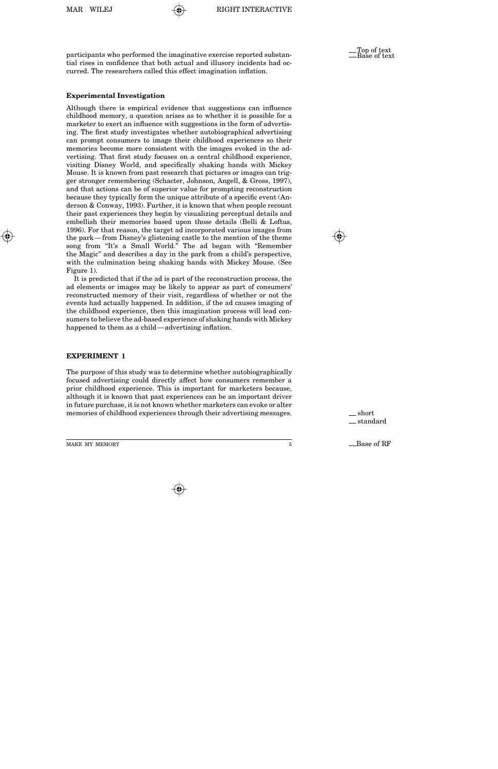participants who performed the imaginative exercise reported substantial rises in confidence that both actual and illusory incidents had occurred. The researchers called this effect imagination inflation.

### Experimental Investigation

Although there is empirical evidence that suggestions can influence childhood memory, a question arises as to whether it is possible for a marketer to exert an influence with suggestions in the form of advertising. The first study investigates whether autobiographical advertising can prompt consumers to image their childhood experiences so their memories become more consistent with the images evoked in the advertising. That first study focuses on a central childhood experience, visiting Disney World, and specifically shaking hands with Mickey Mouse. It is known from past research that pictures or images can trigger stronger remembering (Schacter, Johnson, Angell, & Gross, 1997), and that actions can be of superior value for prompting reconstruction because they typically form the unique attribute of a specific event (Anderson & Conway, 1993). Further, it is known that when people recount their past experiences they begin by visualizing perceptual details and embellish their memories based upon those details (Belli & Loftus, 1996). For that reason, the target ad incorporated various images from the park—from Disney's glistening castle to the mention of the theme song from "It's a Small World." The ad began with "Remember the Magic" and describes a day in the park from a child's perspective, with the culmination being shaking hands with Mickey Mouse. (See Figure 1).

It is predicted that if the ad is part of the reconstruction process, the ad elements or images may be likely to appear as part of consumers' reconstructed memory of their visit, regardless of whether or not the events had actually happened. In addition, if the ad causes imaging of the childhood experience, then this imagination process will lead consumers to believe the ad-based experience of shaking hands with Mickey happened to them as a child—advertising inflation.

## EXPERIMENT 1

The purpose of this study was to determine whether autobiographically focused advertising could directly affect how consumers remember a prior childhood experience. This is important for marketers because, although it is known that past experiences can be an important driver in future purchase, it is not known whether marketers can evoke or alter memories of childhood experiences through their advertising messages.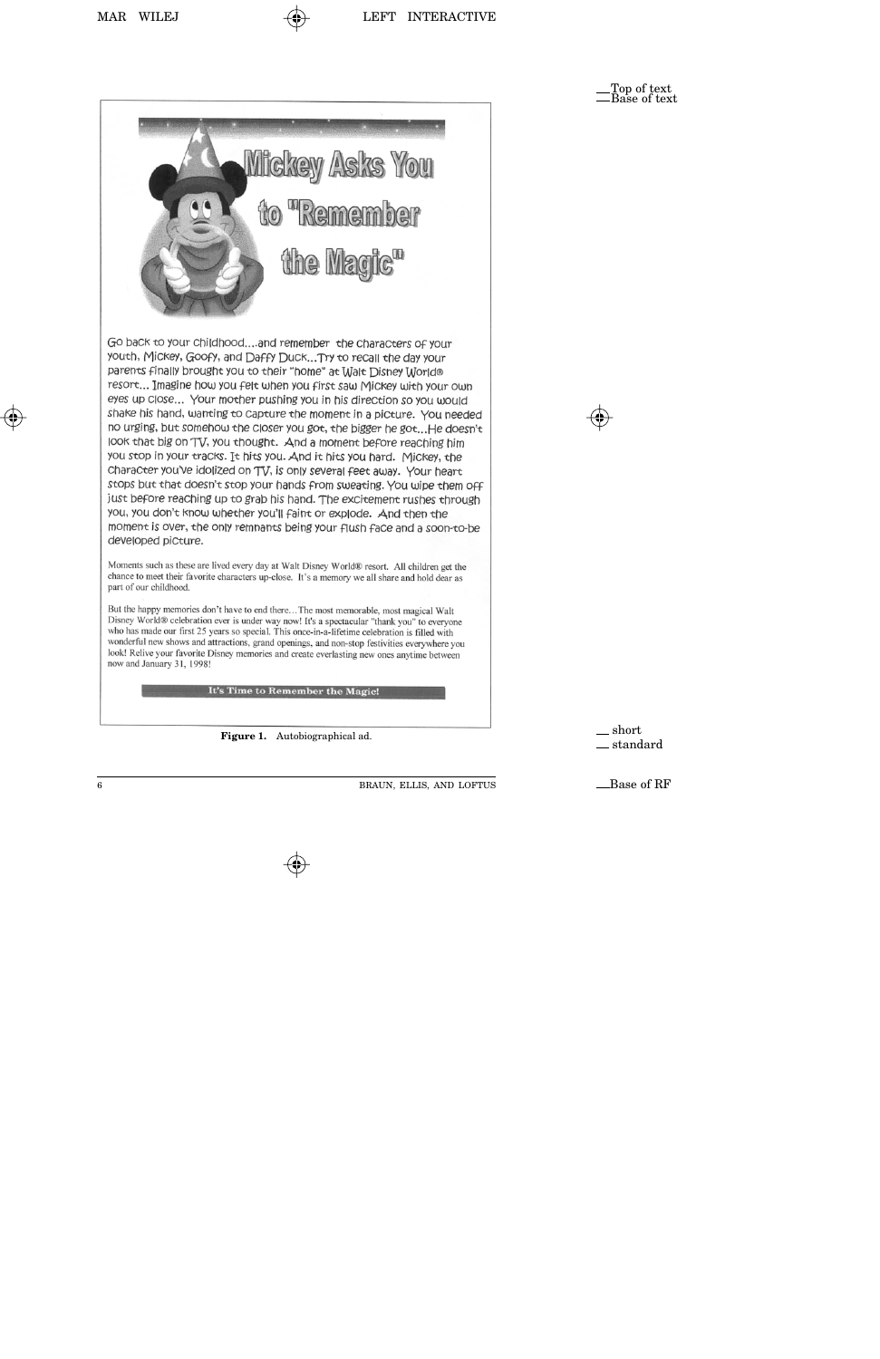# Mickey Asks You to "Remember the Magic"

Go back to your childhood....and remember the characters of your youth, Mickey, Goofy, and Daffy Duck...Try to recall the day your parents finally brought you to their "home" at Walt Disney World® resort... Imagine how you felt when you first saw Mickey with your own eyes up close... Your mother pushing you in his direction so you would shake his hand, wanting to capture the moment in a picture. You needed no urging, but somehow the closer you got, the bigger he got...He doesn't look that big on TV, you thought. And a moment before reaching him you stop in your tracks. It hits you. And it hits you hard. Mickey, the character you've idolized on TV, is only several feet away. Your heart stops but that doesn't stop your hands from sweating. You wipe them off just before reaching up to grab his hand. The excitement rushes through you, you don't know whether you'll faint or explode. And then the moment is over, the only remnants being your flush face and a soon-to-be developed picture.

Moments such as these are lived every day at Walt Disney World® resort. All children get the chance to meet their favorite characters up-close. It's a memory we all share and hold dear as part of our childhood.

But the happy memories don't have to end there...The most memorable, most magical Walt Disney World® celebration ever is under way now! It's a spectacular "thank you" to everyone who has made our first 25 years so special. This once-in-a-lifetime celebration is filled with wonderful new shows and attractions, grand openings, and non-stop festivities everywhere you look! Relive your favorite Disney memories and create everlasting new ones anytime between now and January 31, 1998!

**It's Time to Remember the Magic!**

**Figure 1.** Autobiographical ad.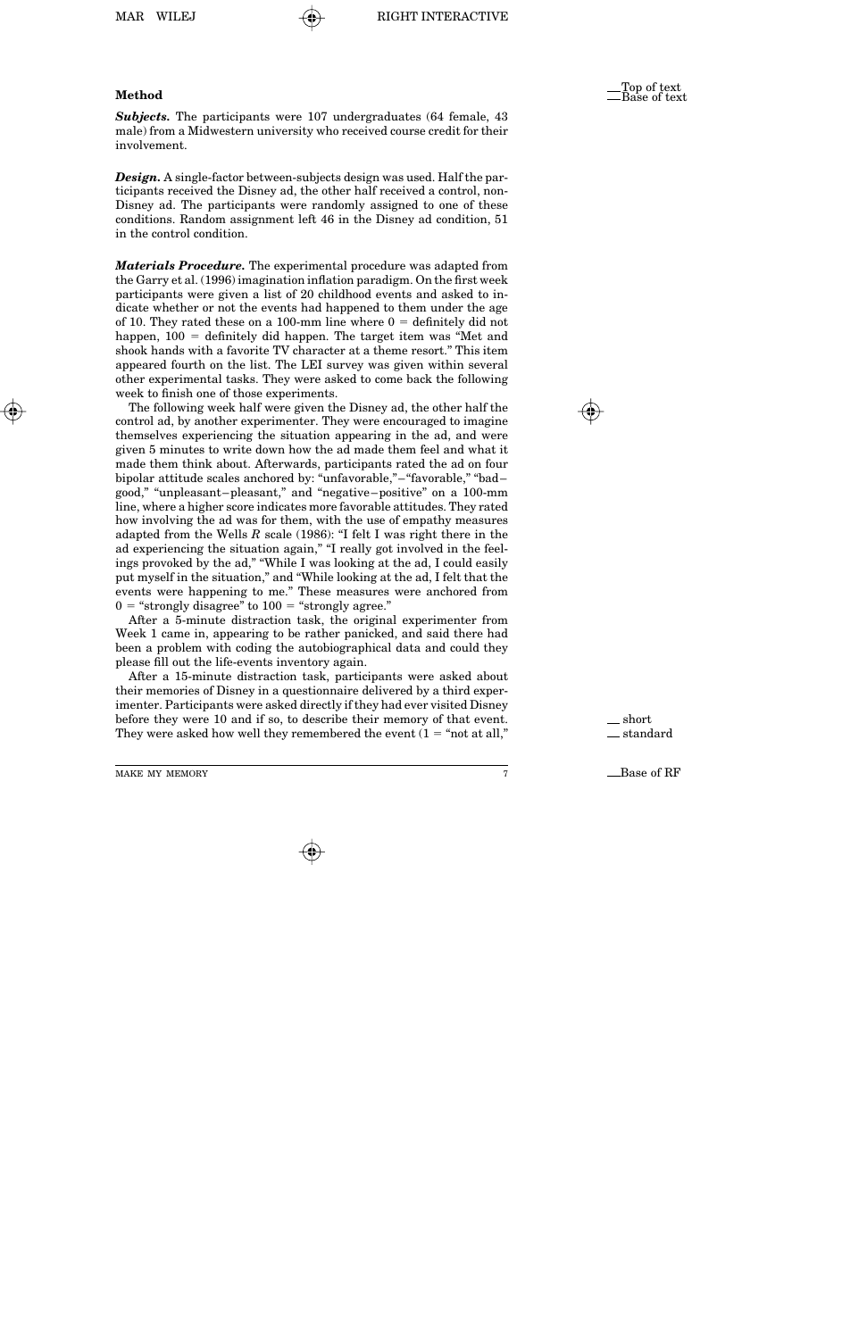## Method

***Subjects.*** The participants were 107 undergraduates (64 female, 43 male) from a Midwestern university who received course credit for their involvement.

***Design.*** A single-factor between-subjects design was used. Half the participants received the Disney ad, the other half received a control, non-Disney ad. The participants were randomly assigned to one of these conditions. Random assignment left 46 in the Disney ad condition, 51 in the control condition.

***Materials Procedure.*** The experimental procedure was adapted from the Garry et al. (1996) imagination inflation paradigm. On the first week participants were given a list of 20 childhood events and asked to indicate whether or not the events had happened to them under the age of 10. They rated these on a 100-mm line where 0 = definitely did not happen, 100 = definitely did happen. The target item was "Met and shook hands with a favorite TV character at a theme resort." This item appeared fourth on the list. The LEI survey was given within several other experimental tasks. They were asked to come back the following week to finish one of those experiments.

The following week half were given the Disney ad, the other half the control ad, by another experimenter. They were encouraged to imagine themselves experiencing the situation appearing in the ad, and were given 5 minutes to write down how the ad made them feel and what it made them think about. Afterwards, participants rated the ad on four bipolar attitude scales anchored by: "unfavorable,"–"favorable," "bad–good," "unpleasant–pleasant," and "negative–positive" on a 100-mm line, where a higher score indicates more favorable attitudes. They rated how involving the ad was for them, with the use of empathy measures adapted from the Wells *R* scale (1986): "I felt I was right there in the ad experiencing the situation again," "I really got involved in the feelings provoked by the ad," "While I was looking at the ad, I could easily put myself in the situation," and "While looking at the ad, I felt that the events were happening to me." These measures were anchored from 0 = "strongly disagree" to 100 = "strongly agree."

After a 5-minute distraction task, the original experimenter from Week 1 came in, appearing to be rather panicked, and said there had been a problem with coding the autobiographical data and could they please fill out the life-events inventory again.

After a 15-minute distraction task, participants were asked about their memories of Disney in a questionnaire delivered by a third experimenter. Participants were asked directly if they had ever visited Disney before they were 10 and if so, to describe their memory of that event. They were asked how well they remembered the event (1 = "not at all,"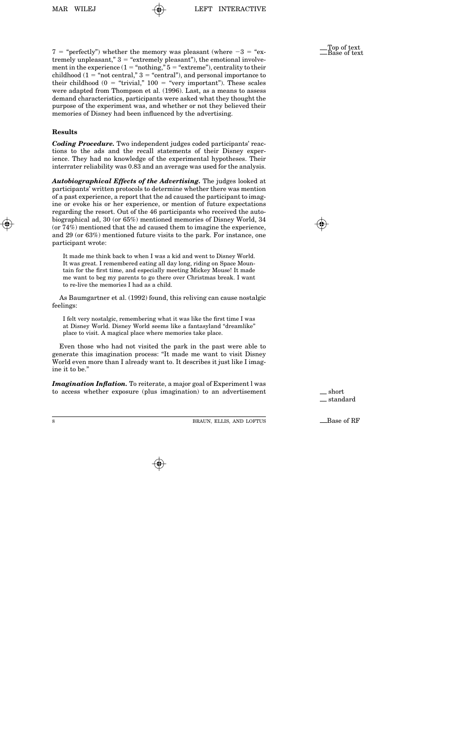7 = "perfectly") whether the memory was pleasant (where −3 = "extremely unpleasant," 3 = "extremely pleasant"), the emotional involvement in the experience (1 = "nothing," 5 = "extreme"), centrality to their childhood (1 = "not central," 3 = "central"), and personal importance to their childhood (0 = "trivial," 100 = "very important"). These scales were adapted from Thompson et al. (1996). Last, as a means to assess demand characteristics, participants were asked what they thought the purpose of the experiment was, and whether or not they believed their memories of Disney had been influenced by the advertising.

## Results

***Coding Procedure.*** Two independent judges coded participants' reactions to the ads and the recall statements of their Disney experience. They had no knowledge of the experimental hypotheses. Their interrater reliability was 0.83 and an average was used for the analysis.

***Autobiographical Effects of the Advertising.*** The judges looked at participants' written protocols to determine whether there was mention of a past experience, a report that the ad caused the participant to imagine or evoke his or her experience, or mention of future expectations regarding the resort. Out of the 46 participants who received the autobiographical ad, 30 (or 65%) mentioned memories of Disney World, 34 (or 74%) mentioned that the ad caused them to imagine the experience, and 29 (or 63%) mentioned future visits to the park. For instance, one participant wrote:

> It made me think back to when I was a kid and went to Disney World. It was great. I remembered eating all day long, riding on Space Mountain for the first time, and especially meeting Mickey Mouse! It made me want to beg my parents to go there over Christmas break. I want to re-live the memories I had as a child.

As Baumgartner et al. (1992) found, this reliving can cause nostalgic feelings:

> I felt very nostalgic, remembering what it was like the first time I was at Disney World. Disney World seems like a fantasyland "dreamlike" place to visit. A magical place where memories take place.

Even those who had not visited the park in the past were able to generate this imagination process: "It made me want to visit Disney World even more than I already want to. It describes it just like I imagine it to be."

***Imagination Inflation.*** To reiterate, a major goal of Experiment 1 was to access whether exposure (plus imagination) to an advertisement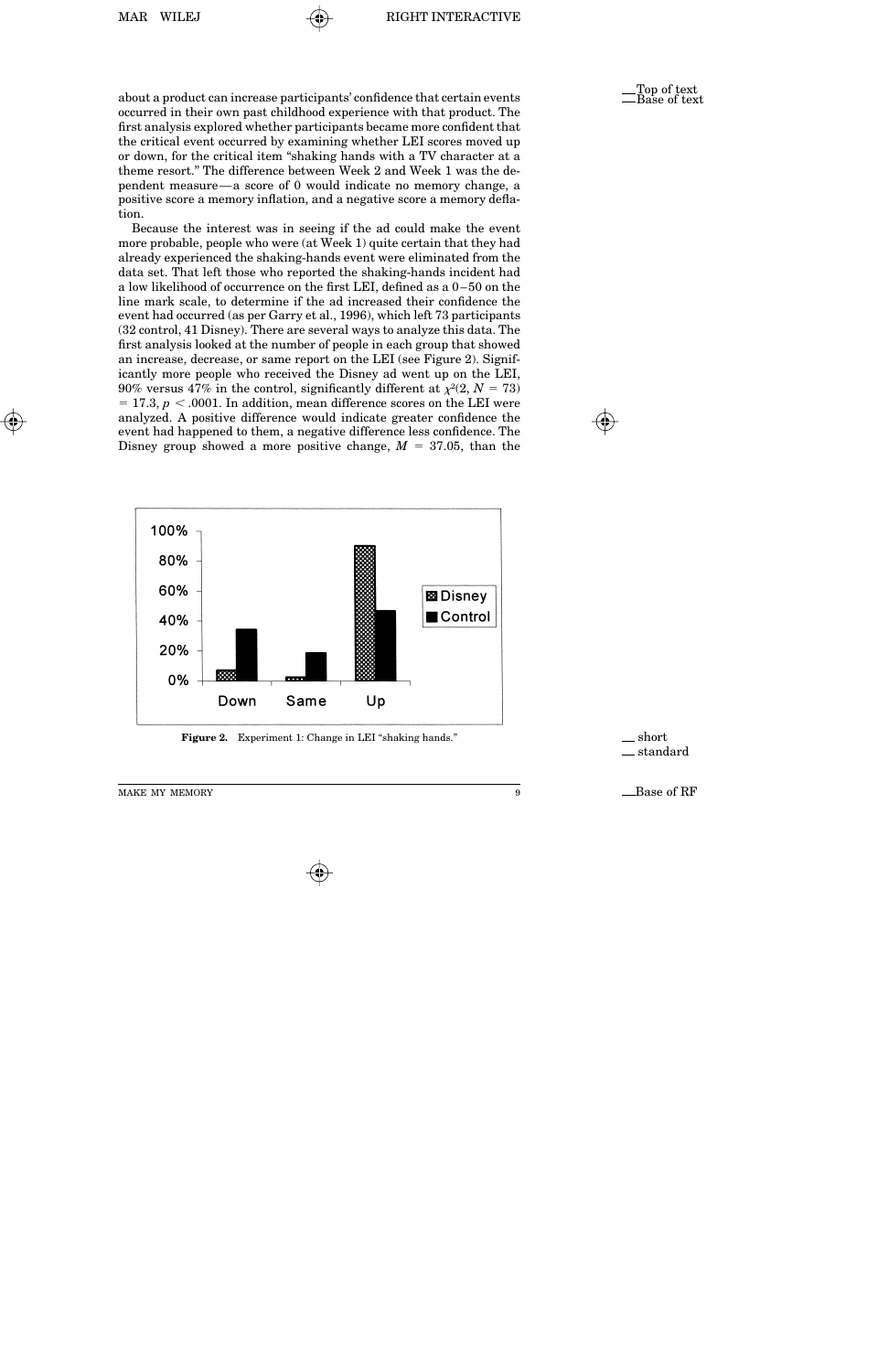about a product can increase participants' confidence that certain events occurred in their own past childhood experience with that product. The first analysis explored whether participants became more confident that the critical event occurred by examining whether LEI scores moved up or down, for the critical item "shaking hands with a TV character at a theme resort." The difference between Week 2 and Week 1 was the dependent measure—a score of 0 would indicate no memory change, a positive score a memory inflation, and a negative score a memory deflation.

Because the interest was in seeing if the ad could make the event more probable, people who were (at Week 1) quite certain that they had already experienced the shaking-hands event were eliminated from the data set. That left those who reported the shaking-hands incident had a low likelihood of occurrence on the first LEI, defined as a 0–50 on the line mark scale, to determine if the ad increased their confidence the event had occurred (as per Garry et al., 1996), which left 73 participants (32 control, 41 Disney). There are several ways to analyze this data. The first analysis looked at the number of people in each group that showed an increase, decrease, or same report on the LEI (see Figure 2). Significantly more people who received the Disney ad went up on the LEI, 90% versus 47% in the control, significantly different at $\chi^2(2, N = 73) = 17.3, p < .0001$. In addition, mean difference scores on the LEI were analyzed. A positive difference would indicate greater confidence the event had happened to them, a negative difference less confidence. The Disney group showed a more positive change, $M = 37.05$, than the

**Figure 2.** Experiment 1: Change in LEI "shaking hands."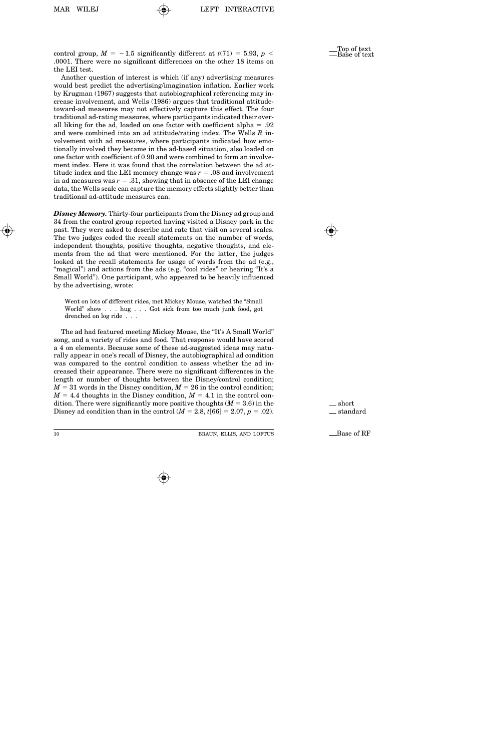control group, $M = -1.5$ significantly different at $t(71) = 5.93$, $p < .0001$. There were no significant differences on the other 18 items on the LEI test.

Another question of interest is which (if any) advertising measures would best predict the advertising/imagination inflation. Earlier work by Krugman (1967) suggests that autobiographical referencing may increase involvement, and Wells (1986) argues that traditional attitude-toward-ad measures may not effectively capture this effect. The four traditional ad-rating measures, where participants indicated their overall liking for the ad, loaded on one factor with coefficient alpha = .92 and were combined into an ad attitude/rating index. The Wells *R* involvement with ad measures, where participants indicated how emotionally involved they became in the ad-based situation, also loaded on one factor with coefficient of 0.90 and were combined to form an involvement index. Here it was found that the correlation between the ad attitude index and the LEI memory change was $r = .08$ and involvement in ad measures was $r = .31$, showing that in absence of the LEI change data, the Wells scale can capture the memory effects slightly better than traditional ad-attitude measures can.

***Disney Memory.*** Thirty-four participants from the Disney ad group and 34 from the control group reported having visited a Disney park in the past. They were asked to describe and rate that visit on several scales. The two judges coded the recall statements on the number of words, independent thoughts, positive thoughts, negative thoughts, and elements from the ad that were mentioned. For the latter, the judges looked at the recall statements for usage of words from the ad (e.g., "magical") and actions from the ads (e.g. "cool rides" or hearing "It's a Small World"). One participant, who appeared to be heavily influenced by the advertising, wrote:

> Went on lots of different rides, met Mickey Mouse, watched the "Small World" show . . . hug . . . Got sick from too much junk food, got drenched on log ride . . .

The ad had featured meeting Mickey Mouse, the "It's A Small World" song, and a variety of rides and food. That response would have scored a 4 on elements. Because some of these ad-suggested ideas may naturally appear in one's recall of Disney, the autobiographical ad condition was compared to the control condition to assess whether the ad increased their appearance. There were no significant differences in the length or number of thoughts between the Disney/control condition; $M = 31$ words in the Disney condition, $M = 26$ in the control condition; $M = 4.4$ thoughts in the Disney condition, $M = 4.1$ in the control condition. There were significantly more positive thoughts ($M = 3.6$) in the Disney ad condition than in the control ($M = 2.8$, $t[66] = 2.07$, $p = .02$).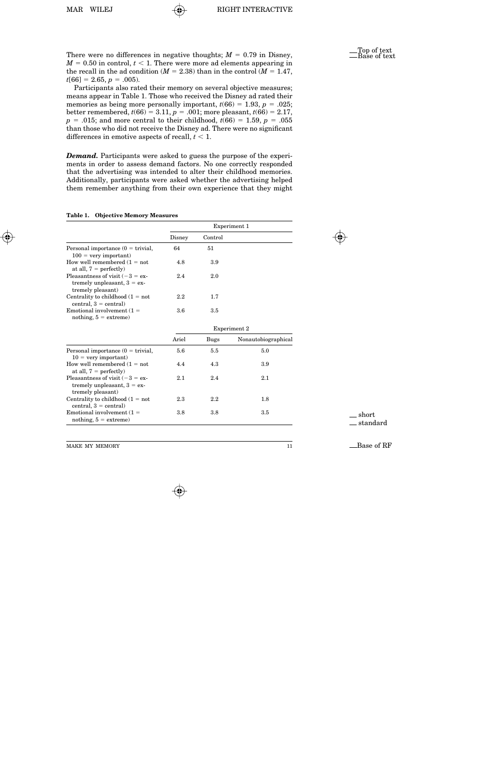There were no differences in negative thoughts; $M = 0.79$ in Disney, $M = 0.50$ in control, $t < 1$. There were more ad elements appearing in the recall in the ad condition ($M = 2.38$) than in the control ($M = 1.47$, $t[66] = 2.65$, $p = .005$).

Participants also rated their memory on several objective measures; means appear in Table 1. Those who received the Disney ad rated their memories as being more personally important, $t(66) = 1.93$, $p = .025$; better remembered, $t(66) = 3.11$, $p = .001$; more pleasant, $t(66) = 2.17$, $p = .015$; and more central to their childhood, $t(66) = 1.59$, $p = .055$ than those who did not receive the Disney ad. There were no significant differences in emotive aspects of recall, $t < 1$.

***Demand.*** Participants were asked to guess the purpose of the experiments in order to assess demand factors. No one correctly responded that the advertising was intended to alter their childhood memories. Additionally, participants were asked whether the advertising helped them remember anything from their own experience that they might

**Table 1. Objective Memory Measures**

| | Experiment 1 | | |
|---|---|---|---|
| | Disney | Control | |
| Personal importance (0 = trivial, 100 = very important) | 64 | 51 | |
| How well remembered (1 = not at all, 7 = perfectly) | 4.8 | 3.9 | |
| Pleasantness of visit (−3 = extremely unpleasant, 3 = extremely pleasant) | 2.4 | 2.0 | |
| Centrality to childhood (1 = not central, 3 = central) | 2.2 | 1.7 | |
| Emotional involvement (1 = nothing, 5 = extreme) | 3.6 | 3.5 | |
| | Experiment 2 | | |
| | Ariel | Bugs | Nonautobiographical |
| Personal importance (0 = trivial, 10 = very important) | 5.6 | 5.5 | 5.0 |
| How well remembered (1 = not at all, 7 = perfectly) | 4.4 | 4.3 | 3.9 |
| Pleasantness of visit (−3 = extremely unpleasant, 3 = extremely pleasant) | 2.1 | 2.4 | 2.1 |
| Centrality to childhood (1 = not central, 3 = central) | 2.3 | 2.2 | 1.8 |
| Emotional involvement (1 = nothing, 5 = extreme) | 3.8 | 3.8 | 3.5 |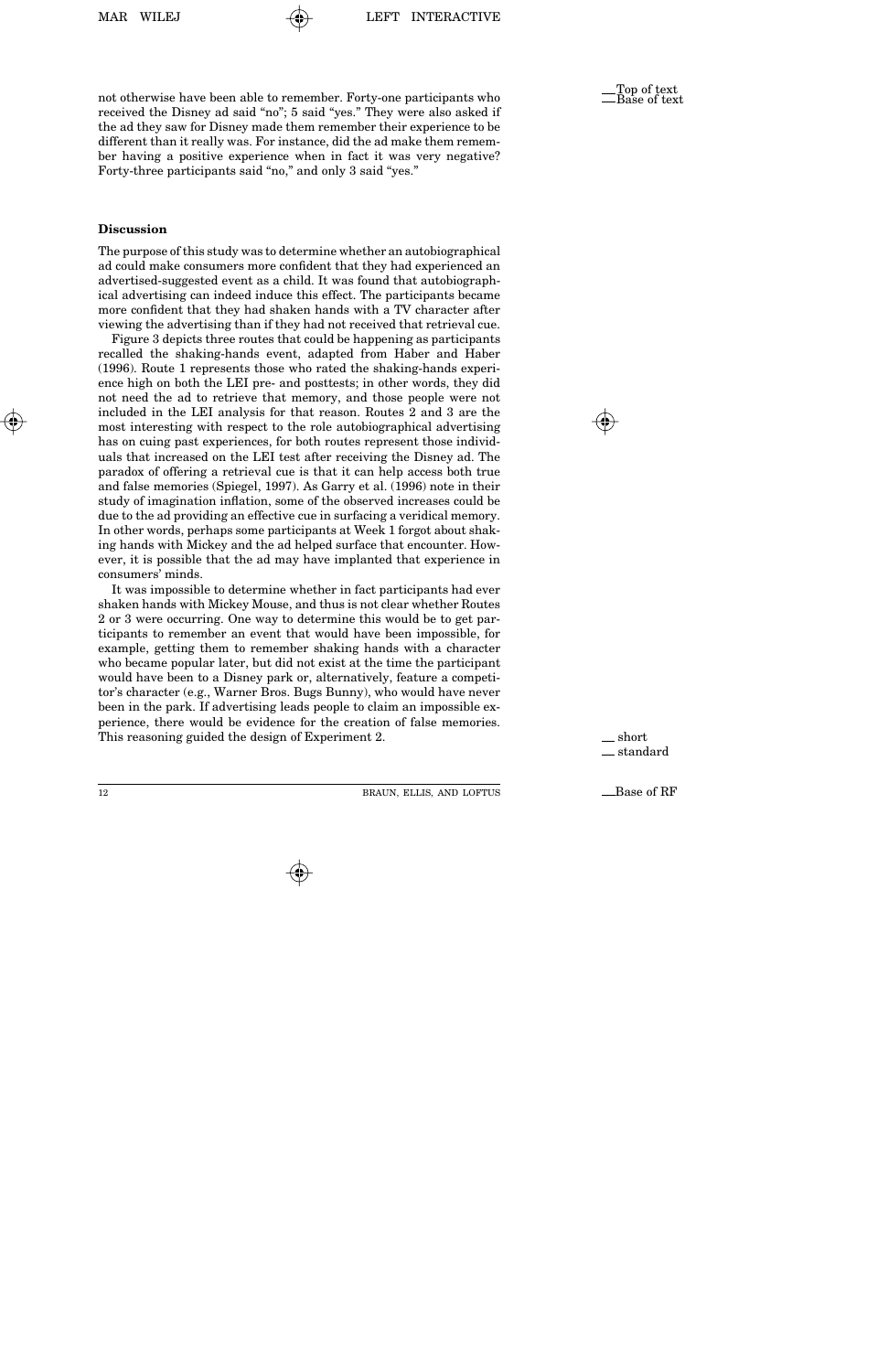not otherwise have been able to remember. Forty-one participants who received the Disney ad said "no"; 5 said "yes." They were also asked if the ad they saw for Disney made them remember their experience to be different than it really was. For instance, did the ad make them remember having a positive experience when in fact it was very negative? Forty-three participants said "no," and only 3 said "yes."

### Discussion

The purpose of this study was to determine whether an autobiographical ad could make consumers more confident that they had experienced an advertised-suggested event as a child. It was found that autobiographical advertising can indeed induce this effect. The participants became more confident that they had shaken hands with a TV character after viewing the advertising than if they had not received that retrieval cue.

Figure 3 depicts three routes that could be happening as participants recalled the shaking-hands event, adapted from Haber and Haber (1996). Route 1 represents those who rated the shaking-hands experience high on both the LEI pre- and posttests; in other words, they did not need the ad to retrieve that memory, and those people were not included in the LEI analysis for that reason. Routes 2 and 3 are the most interesting with respect to the role autobiographical advertising has on cuing past experiences, for both routes represent those individuals that increased on the LEI test after receiving the Disney ad. The paradox of offering a retrieval cue is that it can help access both true and false memories (Spiegel, 1997). As Garry et al. (1996) note in their study of imagination inflation, some of the observed increases could be due to the ad providing an effective cue in surfacing a veridical memory. In other words, perhaps some participants at Week 1 forgot about shaking hands with Mickey and the ad helped surface that encounter. However, it is possible that the ad may have implanted that experience in consumers' minds.

It was impossible to determine whether in fact participants had ever shaken hands with Mickey Mouse, and thus is not clear whether Routes 2 or 3 were occurring. One way to determine this would be to get participants to remember an event that would have been impossible, for example, getting them to remember shaking hands with a character who became popular later, but did not exist at the time the participant would have been to a Disney park or, alternatively, feature a competitor's character (e.g., Warner Bros. Bugs Bunny), who would have never been in the park. If advertising leads people to claim an impossible experience, there would be evidence for the creation of false memories. This reasoning guided the design of Experiment 2.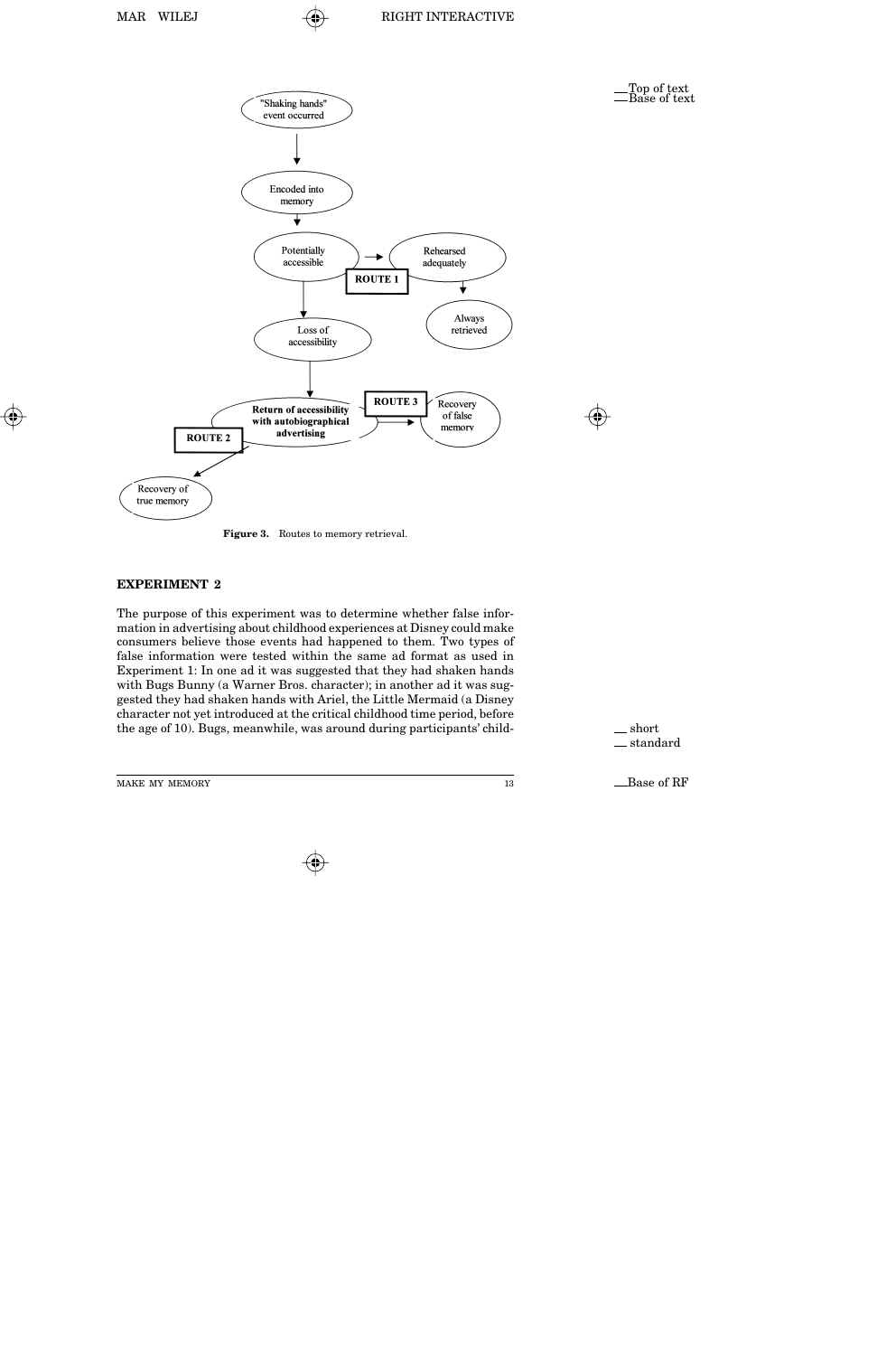"Shaking hands" event occurred

Encoded into memory

Potentially accessible

Rehearsed adequately

ROUTE 1

Always retrieved

Loss of accessibility

Return of accessibility with autobiographical advertising

ROUTE 3

Recovery of false memory

ROUTE 2

Recovery of true memory

**Figure 3.** Routes to memory retrieval.

## EXPERIMENT 2

The purpose of this experiment was to determine whether false information in advertising about childhood experiences at Disney could make consumers believe those events had happened to them. Two types of false information were tested within the same ad format as used in Experiment 1: In one ad it was suggested that they had shaken hands with Bugs Bunny (a Warner Bros. character); in another ad it was suggested they had shaken hands with Ariel, the Little Mermaid (a Disney character not yet introduced at the critical childhood time period, before the age of 10). Bugs, meanwhile, was around during participants' child-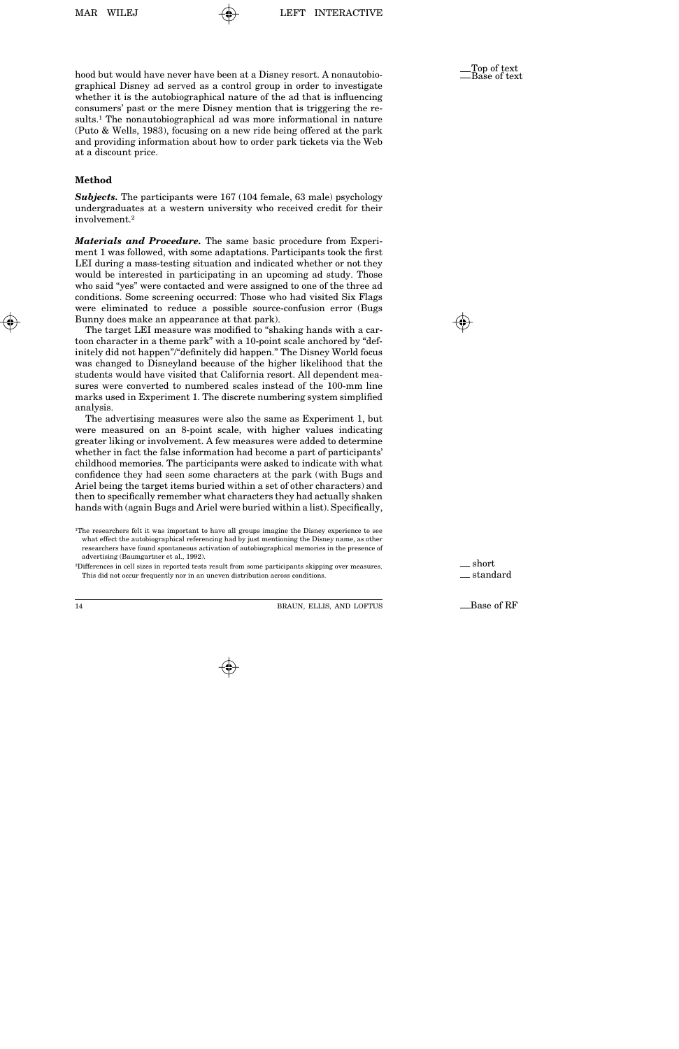hood but would have never have been at a Disney resort. A nonautobiographical Disney ad served as a control group in order to investigate whether it is the autobiographical nature of the ad that is influencing consumers' past or the mere Disney mention that is triggering the results.[1] The nonautobiographical ad was more informational in nature (Puto & Wells, 1983), focusing on a new ride being offered at the park and providing information about how to order park tickets via the Web at a discount price.

### Method

***Subjects.*** The participants were 167 (104 female, 63 male) psychology undergraduates at a western university who received credit for their involvement.[2]

***Materials and Procedure.*** The same basic procedure from Experiment 1 was followed, with some adaptations. Participants took the first LEI during a mass-testing situation and indicated whether or not they would be interested in participating in an upcoming ad study. Those who said "yes" were contacted and were assigned to one of the three ad conditions. Some screening occurred: Those who had visited Six Flags were eliminated to reduce a possible source-confusion error (Bugs Bunny does make an appearance at that park).

The target LEI measure was modified to "shaking hands with a cartoon character in a theme park" with a 10-point scale anchored by "definitely did not happen"/"definitely did happen." The Disney World focus was changed to Disneyland because of the higher likelihood that the students would have visited that California resort. All dependent measures were converted to numbered scales instead of the 100-mm line marks used in Experiment 1. The discrete numbering system simplified analysis.

The advertising measures were also the same as Experiment 1, but were measured on an 8-point scale, with higher values indicating greater liking or involvement. A few measures were added to determine whether in fact the false information had become a part of participants' childhood memories. The participants were asked to indicate with what confidence they had seen some characters at the park (with Bugs and Ariel being the target items buried within a set of other characters) and then to specifically remember what characters they had actually shaken hands with (again Bugs and Ariel were buried within a list). Specifically,

[1]The researchers felt it was important to have all groups imagine the Disney experience to see what effect the autobiographical referencing had by just mentioning the Disney name, as other researchers have found spontaneous activation of autobiographical memories in the presence of advertising (Baumgartner et al., 1992).

[2]Differences in cell sizes in reported tests result from some participants skipping over measures. This did not occur frequently nor in an uneven distribution across conditions.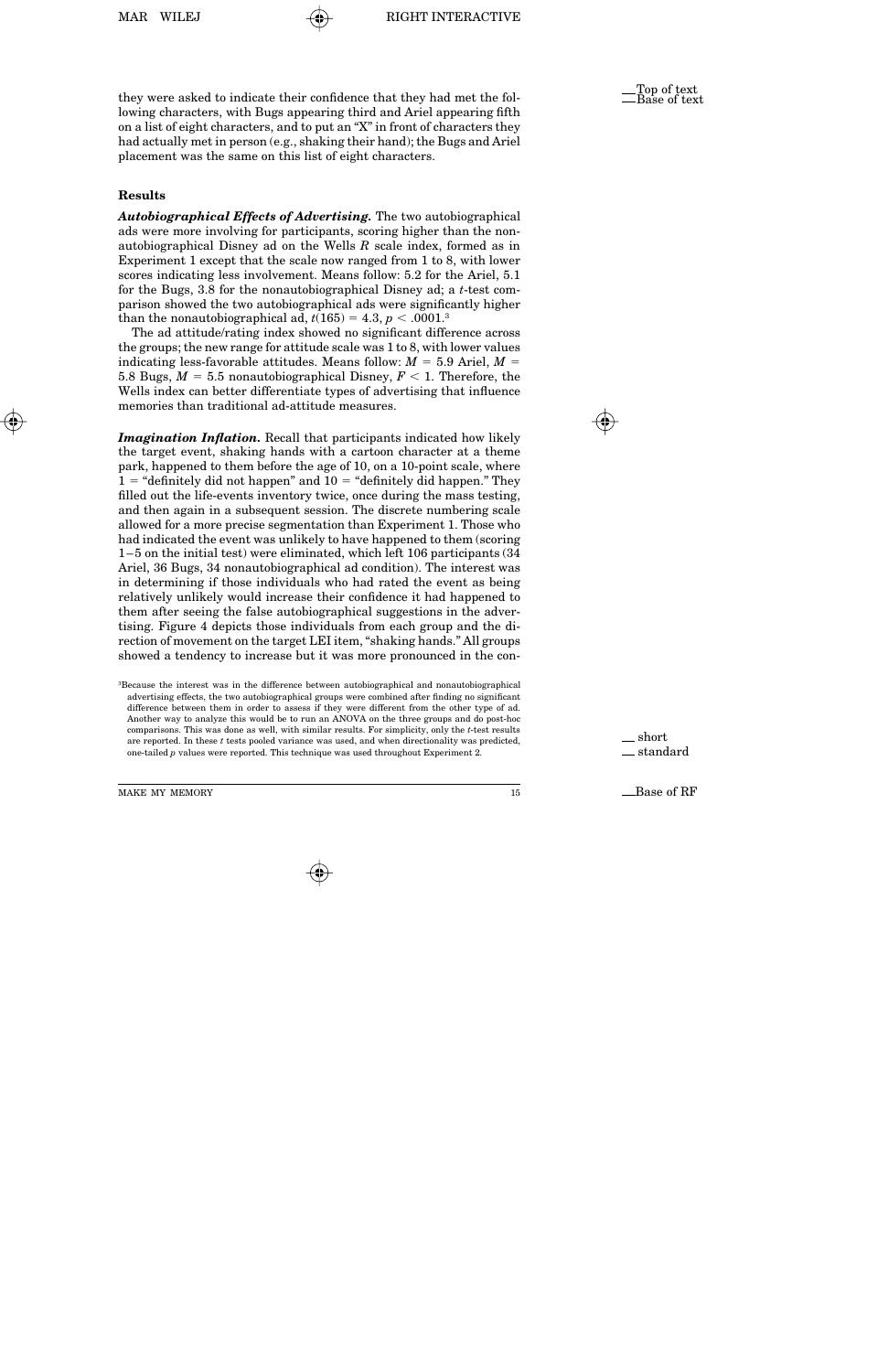they were asked to indicate their confidence that they had met the following characters, with Bugs appearing third and Ariel appearing fifth on a list of eight characters, and to put an "X" in front of characters they had actually met in person (e.g., shaking their hand); the Bugs and Ariel placement was the same on this list of eight characters.

### Results

***Autobiographical Effects of Advertising.*** The two autobiographical ads were more involving for participants, scoring higher than the nonautobiographical Disney ad on the Wells *R* scale index, formed as in Experiment 1 except that the scale now ranged from 1 to 8, with lower scores indicating less involvement. Means follow: 5.2 for the Ariel, 5.1 for the Bugs, 3.8 for the nonautobiographical Disney ad; a *t*-test comparison showed the two autobiographical ads were significantly higher than the nonautobiographical ad, $t(165) = 4.3$, $p < .0001$.[3]

The ad attitude/rating index showed no significant difference across the groups; the new range for attitude scale was 1 to 8, with lower values indicating less-favorable attitudes. Means follow: $M = 5.9$ Ariel, $M = 5.8$ Bugs, $M = 5.5$ nonautobiographical Disney, $F < 1$. Therefore, the Wells index can better differentiate types of advertising that influence memories than traditional ad-attitude measures.

***Imagination Inflation.*** Recall that participants indicated how likely the target event, shaking hands with a cartoon character at a theme park, happened to them before the age of 10, on a 10-point scale, where 1 = "definitely did not happen" and 10 = "definitely did happen." They filled out the life-events inventory twice, once during the mass testing, and then again in a subsequent session. The discrete numbering scale allowed for a more precise segmentation than Experiment 1. Those who had indicated the event was unlikely to have happened to them (scoring 1–5 on the initial test) were eliminated, which left 106 participants (34 Ariel, 36 Bugs, 34 nonautobiographical ad condition). The interest was in determining if those individuals who had rated the event as being relatively unlikely would increase their confidence it had happened to them after seeing the false autobiographical suggestions in the advertising. Figure 4 depicts those individuals from each group and the direction of movement on the target LEI item, "shaking hands." All groups showed a tendency to increase but it was more pronounced in the con-

[3]Because the interest was in the difference between autobiographical and nonautobiographical advertising effects, the two autobiographical groups were combined after finding no significant difference between them in order to assess if they were different from the other type of ad. Another way to analyze this would be to run an ANOVA on the three groups and do post-hoc comparisons. This was done as well, with similar results. For simplicity, only the *t*-test results are reported. In these *t* tests pooled variance was used, and when directionality was predicted, one-tailed *p* values were reported. This technique was used throughout Experiment 2.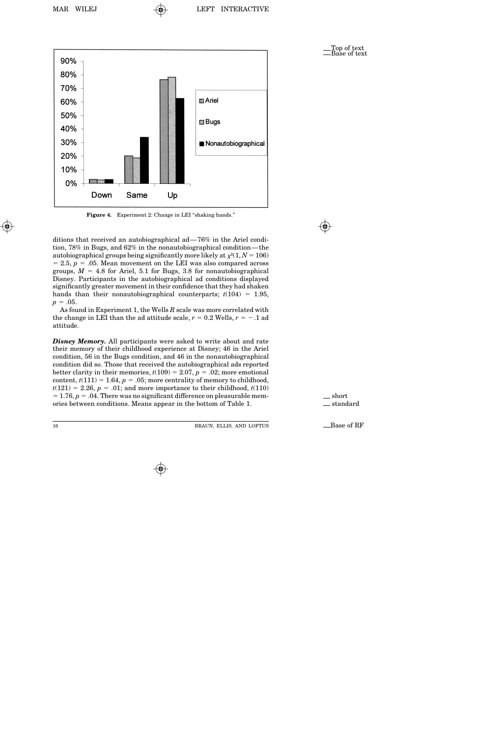**Figure 4.** Experiment 2: Change in LEI "shaking hands."

ditions that received an autobiographical ad—76% in the Ariel condition, 78% in Bugs, and 62% in the nonautobiographical condition—the autobiographical groups being significantly more likely at $\chi^2(1, N = 106) = 2.5$, $p = .05$. Mean movement on the LEI was also compared across groups, $M = 4.8$ for Ariel, 5.1 for Bugs, 3.8 for nonautobiographical Disney. Participants in the autobiographical ad conditions displayed significantly greater movement in their confidence that they had shaken hands than their nonautobiographical counterparts; $t(104) = 1.95$, $p = .05$.

As found in Experiment 1, the Wells $R$ scale was more correlated with the change in LEI than the ad attitude scale, $r = 0.2$ Wells, $r = -.1$ ad attitude.

***Disney Memory.*** All participants were asked to write about and rate their memory of their childhood experience at Disney; 46 in the Ariel condition, 56 in the Bugs condition, and 46 in the nonautobiographical condition did so. Those that received the autobiographical ads reported better clarity in their memories, $t(109) = 2.07$, $p = .02$; more emotional content, $t(111) = 1.64$, $p = .05$; more centrality of memory to childhood, $t(121) = 2.26$, $p = .01$; and more importance to their childhood, $t(110) = 1.76$, $p = .04$. There was no significant difference on pleasurable memories between conditions. Means appear in the bottom of Table 1.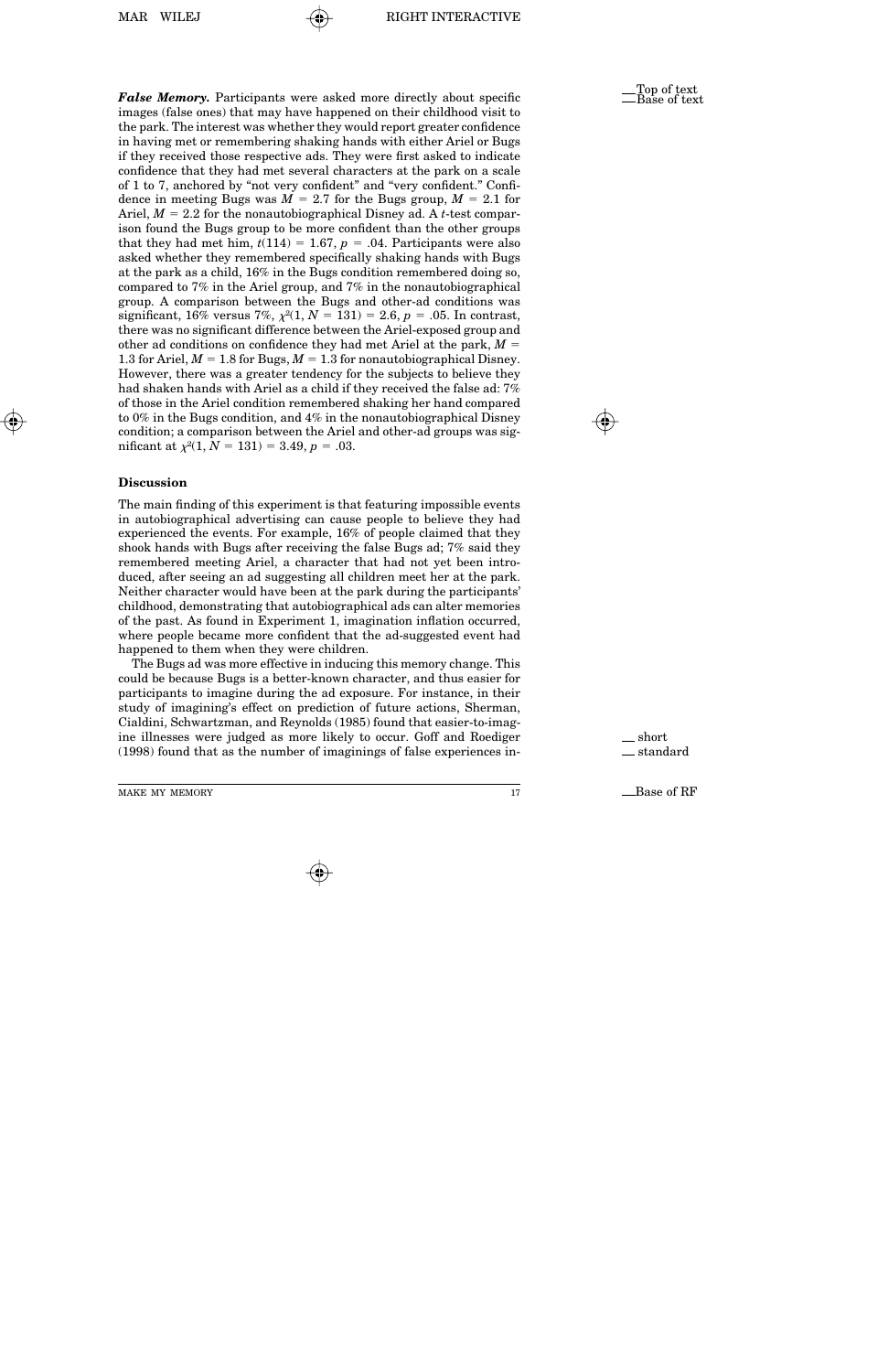***False Memory.*** Participants were asked more directly about specific images (false ones) that may have happened on their childhood visit to the park. The interest was whether they would report greater confidence in having met or remembering shaking hands with either Ariel or Bugs if they received those respective ads. They were first asked to indicate confidence that they had met several characters at the park on a scale of 1 to 7, anchored by "not very confident" and "very confident." Confidence in meeting Bugs was $M = 2.7$ for the Bugs group, $M = 2.1$ for Ariel, $M = 2.2$ for the nonautobiographical Disney ad. A $t$-test comparison found the Bugs group to be more confident than the other groups that they had met him, $t(114) = 1.67$, $p = .04$. Participants were also asked whether they remembered specifically shaking hands with Bugs at the park as a child, 16% in the Bugs condition remembered doing so, compared to 7% in the Ariel group, and 7% in the nonautobiographical group. A comparison between the Bugs and other-ad conditions was significant, 16% versus 7%, $\chi^2(1, N = 131) = 2.6$, $p = .05$. In contrast, there was no significant difference between the Ariel-exposed group and other ad conditions on confidence they had met Ariel at the park, $M = 1.3$ for Ariel, $M = 1.8$ for Bugs, $M = 1.3$ for nonautobiographical Disney. However, there was a greater tendency for the subjects to believe they had shaken hands with Ariel as a child if they received the false ad: 7% of those in the Ariel condition remembered shaking her hand compared to 0% in the Bugs condition, and 4% in the nonautobiographical Disney condition; a comparison between the Ariel and other-ad groups was significant at $\chi^2(1, N = 131) = 3.49$, $p = .03$.

## Discussion

The main finding of this experiment is that featuring impossible events in autobiographical advertising can cause people to believe they had experienced the events. For example, 16% of people claimed that they shook hands with Bugs after receiving the false Bugs ad; 7% said they remembered meeting Ariel, a character that had not yet been introduced, after seeing an ad suggesting all children meet her at the park. Neither character would have been at the park during the participants' childhood, demonstrating that autobiographical ads can alter memories of the past. As found in Experiment 1, imagination inflation occurred, where people became more confident that the ad-suggested event had happened to them when they were children.

The Bugs ad was more effective in inducing this memory change. This could be because Bugs is a better-known character, and thus easier for participants to imagine during the ad exposure. For instance, in their study of imagining's effect on prediction of future actions, Sherman, Cialdini, Schwartzman, and Reynolds (1985) found that easier-to-imagine illnesses were judged as more likely to occur. Goff and Roediger (1998) found that as the number of imaginings of false experiences in-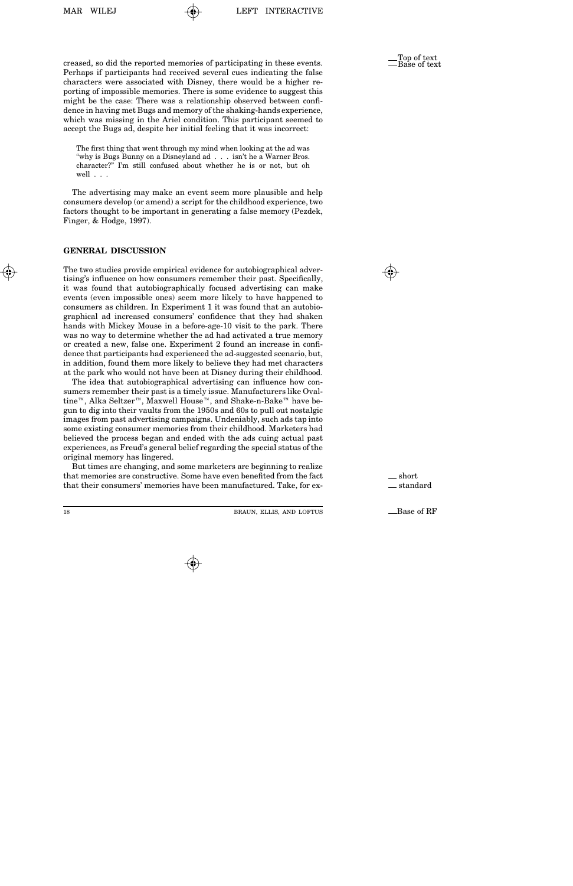creased, so did the reported memories of participating in these events. Perhaps if participants had received several cues indicating the false characters were associated with Disney, there would be a higher reporting of impossible memories. There is some evidence to suggest this might be the case: There was a relationship observed between confidence in having met Bugs and memory of the shaking-hands experience, which was missing in the Ariel condition. This participant seemed to accept the Bugs ad, despite her initial feeling that it was incorrect:

> The first thing that went through my mind when looking at the ad was "why is Bugs Bunny on a Disneyland ad . . . isn't he a Warner Bros. character?" I'm still confused about whether he is or not, but oh well . . .

The advertising may make an event seem more plausible and help consumers develop (or amend) a script for the childhood experience, two factors thought to be important in generating a false memory (Pezdek, Finger, & Hodge, 1997).

## GENERAL DISCUSSION

The two studies provide empirical evidence for autobiographical advertising's influence on how consumers remember their past. Specifically, it was found that autobiographically focused advertising can make events (even impossible ones) seem more likely to have happened to consumers as children. In Experiment 1 it was found that an autobiographical ad increased consumers' confidence that they had shaken hands with Mickey Mouse in a before-age-10 visit to the park. There was no way to determine whether the ad had activated a true memory or created a new, false one. Experiment 2 found an increase in confidence that participants had experienced the ad-suggested scenario, but, in addition, found them more likely to believe they had met characters at the park who would not have been at Disney during their childhood.

The idea that autobiographical advertising can influence how consumers remember their past is a timely issue. Manufacturers like Ovaltine™, Alka Seltzer™, Maxwell House™, and Shake-n-Bake™ have begun to dig into their vaults from the 1950s and 60s to pull out nostalgic images from past advertising campaigns. Undeniably, such ads tap into some existing consumer memories from their childhood. Marketers had believed the process began and ended with the ads cuing actual past experiences, as Freud's general belief regarding the special status of the original memory has lingered.

But times are changing, and some marketers are beginning to realize that memories are constructive. Some have even benefited from the fact that their consumers' memories have been manufactured. Take, for ex-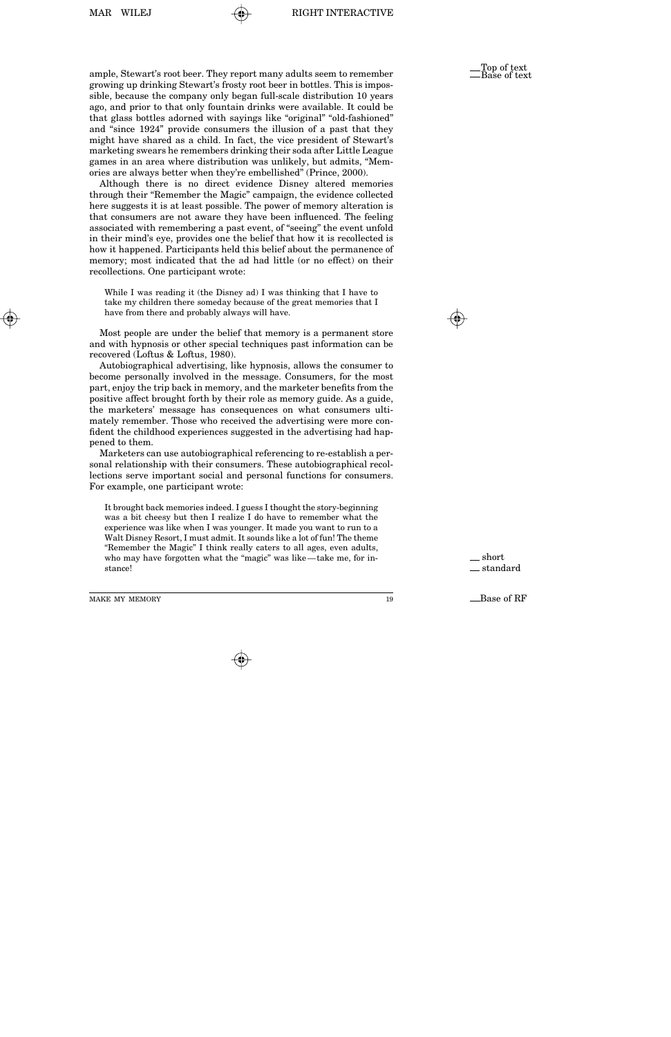ample, Stewart's root beer. They report many adults seem to remember growing up drinking Stewart's frosty root beer in bottles. This is impossible, because the company only began full-scale distribution 10 years ago, and prior to that only fountain drinks were available. It could be that glass bottles adorned with sayings like "original" "old-fashioned" and "since 1924" provide consumers the illusion of a past that they might have shared as a child. In fact, the vice president of Stewart's marketing swears he remembers drinking their soda after Little League games in an area where distribution was unlikely, but admits, "Memories are always better when they're embellished" (Prince, 2000).

Although there is no direct evidence Disney altered memories through their "Remember the Magic" campaign, the evidence collected here suggests it is at least possible. The power of memory alteration is that consumers are not aware they have been influenced. The feeling associated with remembering a past event, of "seeing" the event unfold in their mind's eye, provides one the belief that how it is recollected is how it happened. Participants held this belief about the permanence of memory; most indicated that the ad had little (or no effect) on their recollections. One participant wrote:

> While I was reading it (the Disney ad) I was thinking that I have to take my children there someday because of the great memories that I have from there and probably always will have.

Most people are under the belief that memory is a permanent store and with hypnosis or other special techniques past information can be recovered (Loftus & Loftus, 1980).

Autobiographical advertising, like hypnosis, allows the consumer to become personally involved in the message. Consumers, for the most part, enjoy the trip back in memory, and the marketer benefits from the positive affect brought forth by their role as memory guide. As a guide, the marketers' message has consequences on what consumers ultimately remember. Those who received the advertising were more confident the childhood experiences suggested in the advertising had happened to them.

Marketers can use autobiographical referencing to re-establish a personal relationship with their consumers. These autobiographical recollections serve important social and personal functions for consumers. For example, one participant wrote:

> It brought back memories indeed. I guess I thought the story-beginning was a bit cheesy but then I realize I do have to remember what the experience was like when I was younger. It made you want to run to a Walt Disney Resort, I must admit. It sounds like a lot of fun! The theme "Remember the Magic" I think really caters to all ages, even adults, who may have forgotten what the "magic" was like—take me, for instance!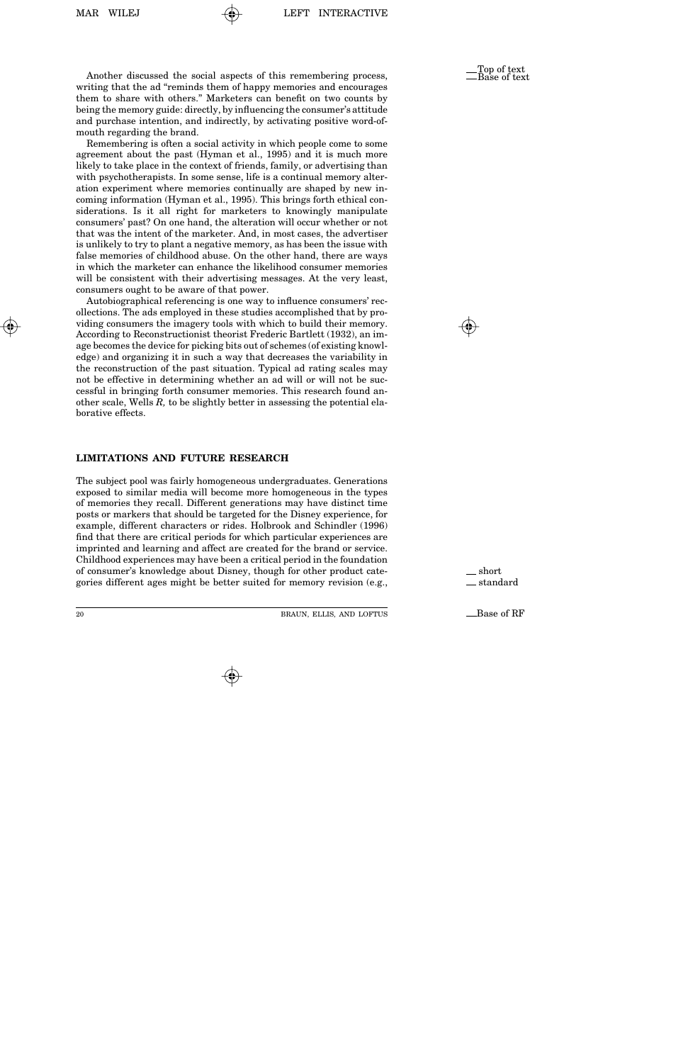Another discussed the social aspects of this remembering process, writing that the ad "reminds them of happy memories and encourages them to share with others." Marketers can benefit on two counts by being the memory guide: directly, by influencing the consumer's attitude and purchase intention, and indirectly, by activating positive word-of-mouth regarding the brand.

Remembering is often a social activity in which people come to some agreement about the past (Hyman et al., 1995) and it is much more likely to take place in the context of friends, family, or advertising than with psychotherapists. In some sense, life is a continual memory alteration experiment where memories continually are shaped by new incoming information (Hyman et al., 1995). This brings forth ethical considerations. Is it all right for marketers to knowingly manipulate consumers' past? On one hand, the alteration will occur whether or not that was the intent of the marketer. And, in most cases, the advertiser is unlikely to try to plant a negative memory, as has been the issue with false memories of childhood abuse. On the other hand, there are ways in which the marketer can enhance the likelihood consumer memories will be consistent with their advertising messages. At the very least, consumers ought to be aware of that power.

Autobiographical referencing is one way to influence consumers' recollections. The ads employed in these studies accomplished that by providing consumers the imagery tools with which to build their memory. According to Reconstructionist theorist Frederic Bartlett (1932), an image becomes the device for picking bits out of schemes (of existing knowledge) and organizing it in such a way that decreases the variability in the reconstruction of the past situation. Typical ad rating scales may not be effective in determining whether an ad will or will not be successful in bringing forth consumer memories. This research found another scale, Wells *R,* to be slightly better in assessing the potential elaborative effects.

## LIMITATIONS AND FUTURE RESEARCH

The subject pool was fairly homogeneous undergraduates. Generations exposed to similar media will become more homogeneous in the types of memories they recall. Different generations may have distinct time posts or markers that should be targeted for the Disney experience, for example, different characters or rides. Holbrook and Schindler (1996) find that there are critical periods for which particular experiences are imprinted and learning and affect are created for the brand or service. Childhood experiences may have been a critical period in the foundation of consumer's knowledge about Disney, though for other product categories different ages might be better suited for memory revision (e.g.,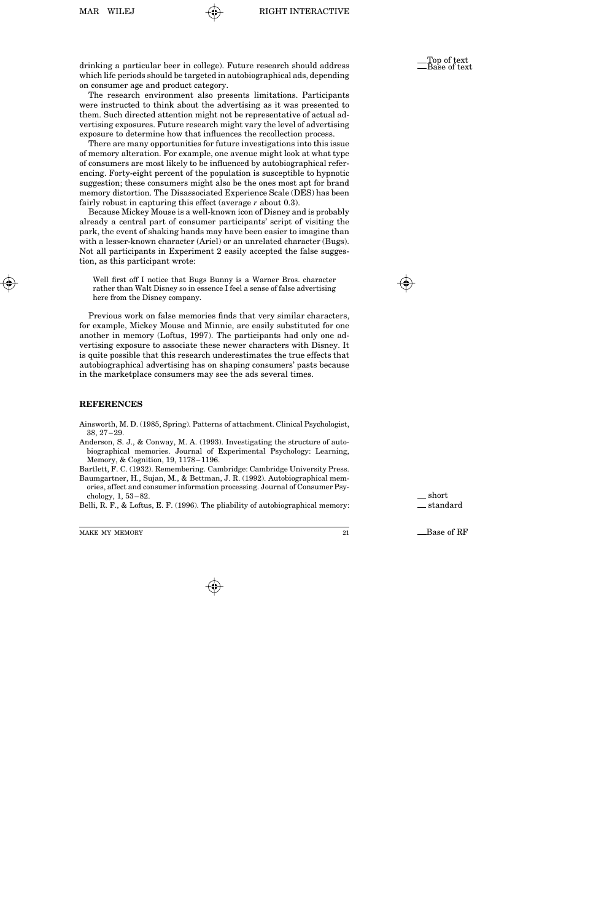drinking a particular beer in college). Future research should address which life periods should be targeted in autobiographical ads, depending on consumer age and product category.

The research environment also presents limitations. Participants were instructed to think about the advertising as it was presented to them. Such directed attention might not be representative of actual advertising exposures. Future research might vary the level of advertising exposure to determine how that influences the recollection process.

There are many opportunities for future investigations into this issue of memory alteration. For example, one avenue might look at what type of consumers are most likely to be influenced by autobiographical referencing. Forty-eight percent of the population is susceptible to hypnotic suggestion; these consumers might also be the ones most apt for brand memory distortion. The Disassociated Experience Scale (DES) has been fairly robust in capturing this effect (average $r$ about 0.3).

Because Mickey Mouse is a well-known icon of Disney and is probably already a central part of consumer participants' script of visiting the park, the event of shaking hands may have been easier to imagine than with a lesser-known character (Ariel) or an unrelated character (Bugs). Not all participants in Experiment 2 easily accepted the false suggestion, as this participant wrote:

> Well first off I notice that Bugs Bunny is a Warner Bros. character rather than Walt Disney so in essence I feel a sense of false advertising here from the Disney company.

Previous work on false memories finds that very similar characters, for example, Mickey Mouse and Minnie, are easily substituted for one another in memory (Loftus, 1997). The participants had only one advertising exposure to associate these newer characters with Disney. It is quite possible that this research underestimates the true effects that autobiographical advertising has on shaping consumers' pasts because in the marketplace consumers may see the ads several times.

## REFERENCES

Ainsworth, M. D. (1985, Spring). Patterns of attachment. Clinical Psychologist, 38, 27–29.

Anderson, S. J., & Conway, M. A. (1993). Investigating the structure of autobiographical memories. Journal of Experimental Psychology: Learning, Memory, & Cognition, 19, 1178–1196.

Bartlett, F. C. (1932). Remembering. Cambridge: Cambridge University Press.

Baumgartner, H., Sujan, M., & Bettman, J. R. (1992). Autobiographical memories, affect and consumer information processing. Journal of Consumer Psychology, 1, 53–82.

Belli, R. F., & Loftus, E. F. (1996). The pliability of autobiographical memory: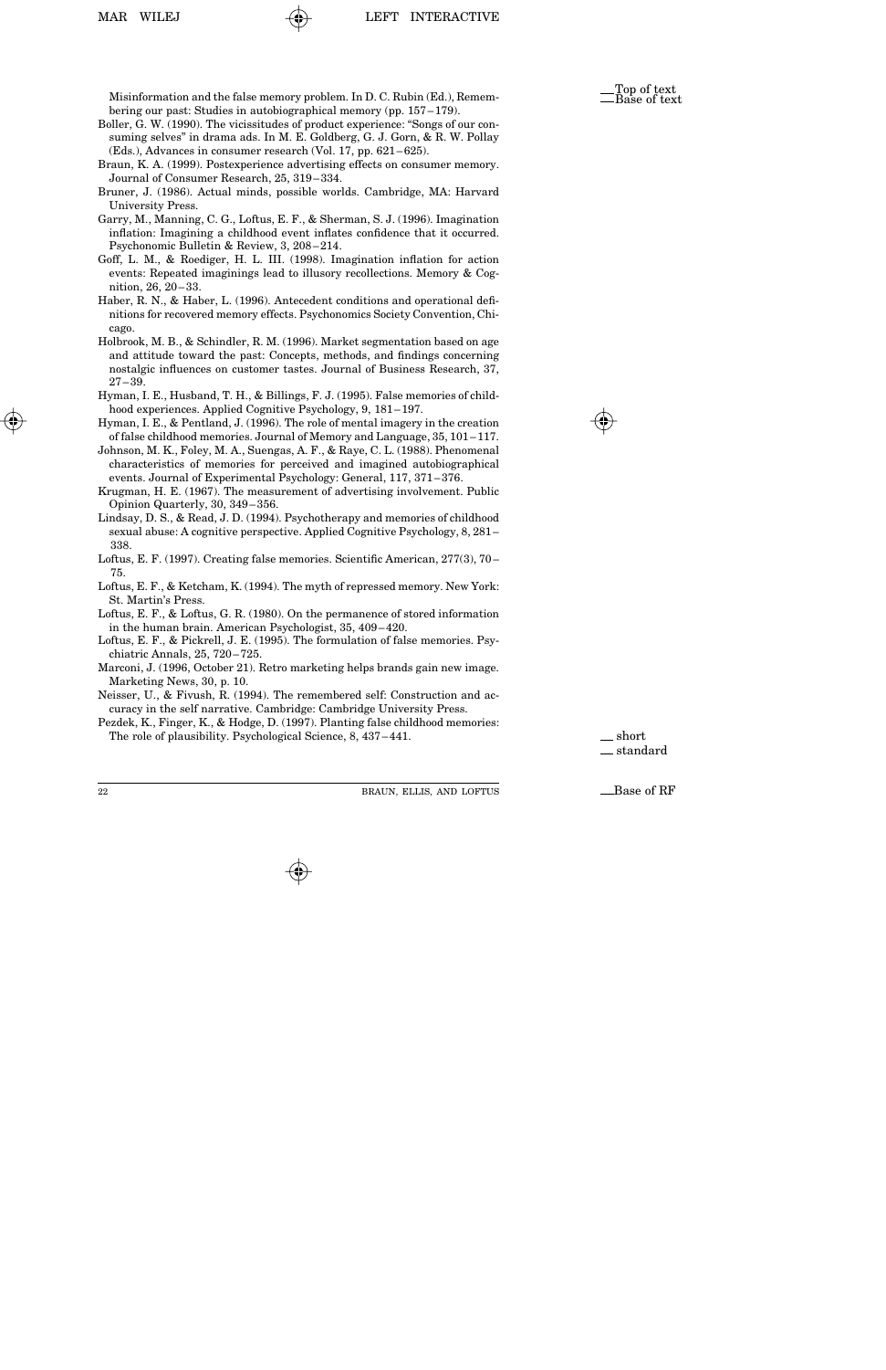Misinformation and the false memory problem. In D. C. Rubin (Ed.), Remembering our past: Studies in autobiographical memory (pp. 157–179).

Boller, G. W. (1990). The vicissitudes of product experience: "Songs of our consuming selves" in drama ads. In M. E. Goldberg, G. J. Gorn, & R. W. Pollay (Eds.), Advances in consumer research (Vol. 17, pp. 621–625).

Braun, K. A. (1999). Postexperience advertising effects on consumer memory. Journal of Consumer Research, 25, 319–334.

Bruner, J. (1986). Actual minds, possible worlds. Cambridge, MA: Harvard University Press.

Garry, M., Manning, C. G., Loftus, E. F., & Sherman, S. J. (1996). Imagination inflation: Imagining a childhood event inflates confidence that it occurred. Psychonomic Bulletin & Review, 3, 208–214.

Goff, L. M., & Roediger, H. L. III. (1998). Imagination inflation for action events: Repeated imaginings lead to illusory recollections. Memory & Cognition, 26, 20–33.

Haber, R. N., & Haber, L. (1996). Antecedent conditions and operational definitions for recovered memory effects. Psychonomics Society Convention, Chicago.

Holbrook, M. B., & Schindler, R. M. (1996). Market segmentation based on age and attitude toward the past: Concepts, methods, and findings concerning nostalgic influences on customer tastes. Journal of Business Research, 37, 27–39.

Hyman, I. E., Husband, T. H., & Billings, F. J. (1995). False memories of childhood experiences. Applied Cognitive Psychology, 9, 181–197.

Hyman, I. E., & Pentland, J. (1996). The role of mental imagery in the creation of false childhood memories. Journal of Memory and Language, 35, 101–117.

Johnson, M. K., Foley, M. A., Suengas, A. F., & Raye, C. L. (1988). Phenomenal characteristics of memories for perceived and imagined autobiographical events. Journal of Experimental Psychology: General, 117, 371–376.

Krugman, H. E. (1967). The measurement of advertising involvement. Public Opinion Quarterly, 30, 349–356.

Lindsay, D. S., & Read, J. D. (1994). Psychotherapy and memories of childhood sexual abuse: A cognitive perspective. Applied Cognitive Psychology, 8, 281–338.

Loftus, E. F. (1997). Creating false memories. Scientific American, 277(3), 70–75.

Loftus, E. F., & Ketcham, K. (1994). The myth of repressed memory. New York: St. Martin's Press.

Loftus, E. F., & Loftus, G. R. (1980). On the permanence of stored information in the human brain. American Psychologist, 35, 409–420.

Loftus, E. F., & Pickrell, J. E. (1995). The formulation of false memories. Psychiatric Annals, 25, 720–725.

Marconi, J. (1996, October 21). Retro marketing helps brands gain new image. Marketing News, 30, p. 10.

Neisser, U., & Fivush, R. (1994). The remembered self: Construction and accuracy in the self narrative. Cambridge: Cambridge University Press.

Pezdek, K., Finger, K., & Hodge, D. (1997). Planting false childhood memories: The role of plausibility. Psychological Science, 8, 437–441.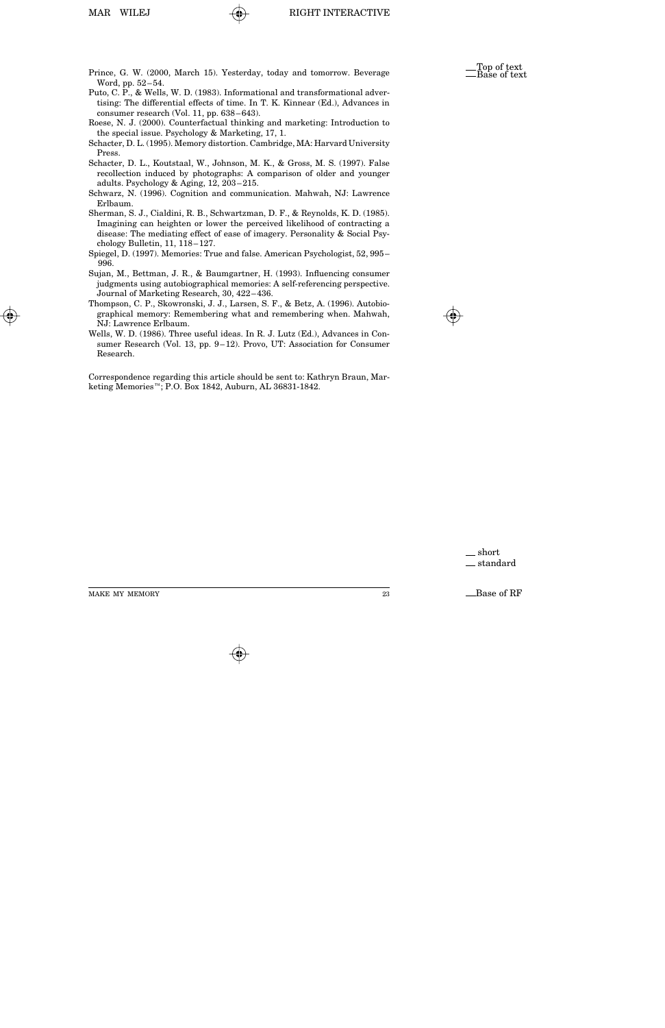Prince, G. W. (2000, March 15). Yesterday, today and tomorrow. Beverage Word, pp. 52–54.

Puto, C. P., & Wells, W. D. (1983). Informational and transformational advertising: The differential effects of time. In T. K. Kinnear (Ed.), Advances in consumer research (Vol. 11, pp. 638–643).

Roese, N. J. (2000). Counterfactual thinking and marketing: Introduction to the special issue. Psychology & Marketing, 17, 1.

Schacter, D. L. (1995). Memory distortion. Cambridge, MA: Harvard University Press.

Schacter, D. L., Koutstaal, W., Johnson, M. K., & Gross, M. S. (1997). False recollection induced by photographs: A comparison of older and younger adults. Psychology & Aging, 12, 203–215.

Schwarz, N. (1996). Cognition and communication. Mahwah, NJ: Lawrence Erlbaum.

Sherman, S. J., Cialdini, R. B., Schwartzman, D. F., & Reynolds, K. D. (1985). Imagining can heighten or lower the perceived likelihood of contracting a disease: The mediating effect of ease of imagery. Personality & Social Psychology Bulletin, 11, 118–127.

Spiegel, D. (1997). Memories: True and false. American Psychologist, 52, 995–996.

Sujan, M., Bettman, J. R., & Baumgartner, H. (1993). Influencing consumer judgments using autobiographical memories: A self-referencing perspective. Journal of Marketing Research, 30, 422–436.

Thompson, C. P., Skowronski, J. J., Larsen, S. F., & Betz, A. (1996). Autobiographical memory: Remembering what and remembering when. Mahwah, NJ: Lawrence Erlbaum.

Wells, W. D. (1986). Three useful ideas. In R. J. Lutz (Ed.), Advances in Consumer Research (Vol. 13, pp. 9–12). Provo, UT: Association for Consumer Research.

Correspondence regarding this article should be sent to: Kathryn Braun, Marketing Memories™; P.O. Box 1842, Auburn, AL 36831-1842.